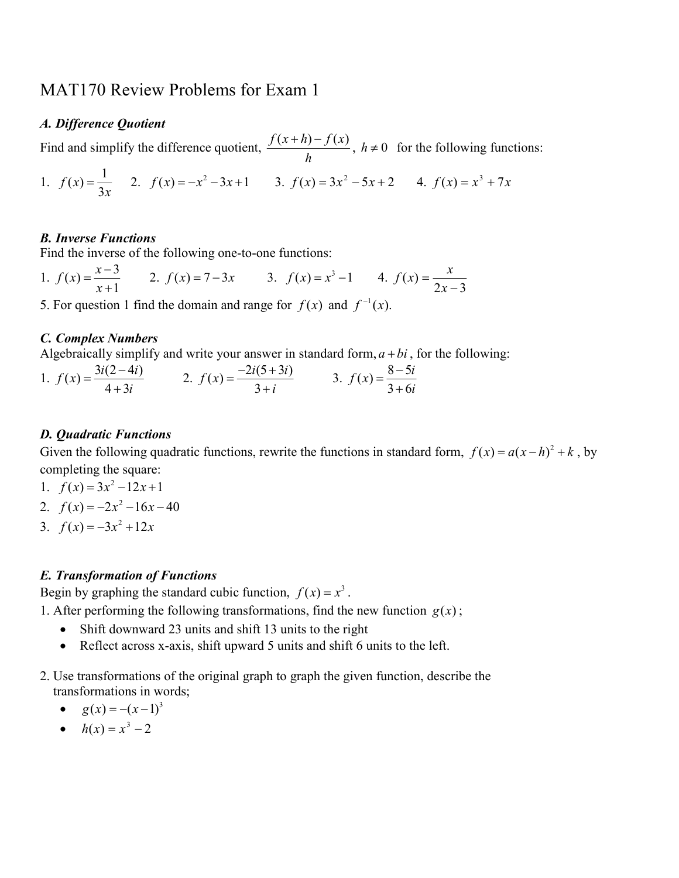# MAT170 Review Problems for Exam 1

### *A. Difference Quotient*

Find and simplify the difference quotient, $\dfrac{f(x+h)-f(x)}{h}$, $h \neq 0$ for the following functions:

1. $f(x)=\dfrac{1}{3x}$ 2. $f(x)=-x^2-3x+1$ 3. $f(x)=3x^2-5x+2$ 4. $f(x)=x^3+7x$

### *B. Inverse Functions*

Find the inverse of the following one-to-one functions:

1. $f(x)=\dfrac{x-3}{x+1}$ 2. $f(x)=7-3x$ 3. $f(x)=x^3-1$ 4. $f(x)=\dfrac{x}{2x-3}$

5. For question 1 find the domain and range for $f(x)$ and $f^{-1}(x)$.

### *C. Complex Numbers*

Algebraically simplify and write your answer in standard form, $a+bi$, for the following:

1. $f(x)=\dfrac{3i(2-4i)}{4+3i}$ 2. $f(x)=\dfrac{-2i(5+3i)}{3+i}$ 3. $f(x)=\dfrac{8-5i}{3+6i}$

### *D. Quadratic Functions*

Given the following quadratic functions, rewrite the functions in standard form, $f(x)=a(x-h)^2+k$, by completing the square:

1. $f(x)=3x^2-12x+1$
2. $f(x)=-2x^2-16x-40$
3. $f(x)=-3x^2+12x$

### *E. Transformation of Functions*

Begin by graphing the standard cubic function, $f(x)=x^3$.

1. After performing the following transformations, find the new function $g(x)$;
   - Shift downward 23 units and shift 13 units to the right
   - Reflect across x-axis, shift upward 5 units and shift 6 units to the left.

2. Use transformations of the original graph to graph the given function, describe the transformations in words;
   - $g(x)=-(x-1)^3$
   - $h(x)=x^3-2$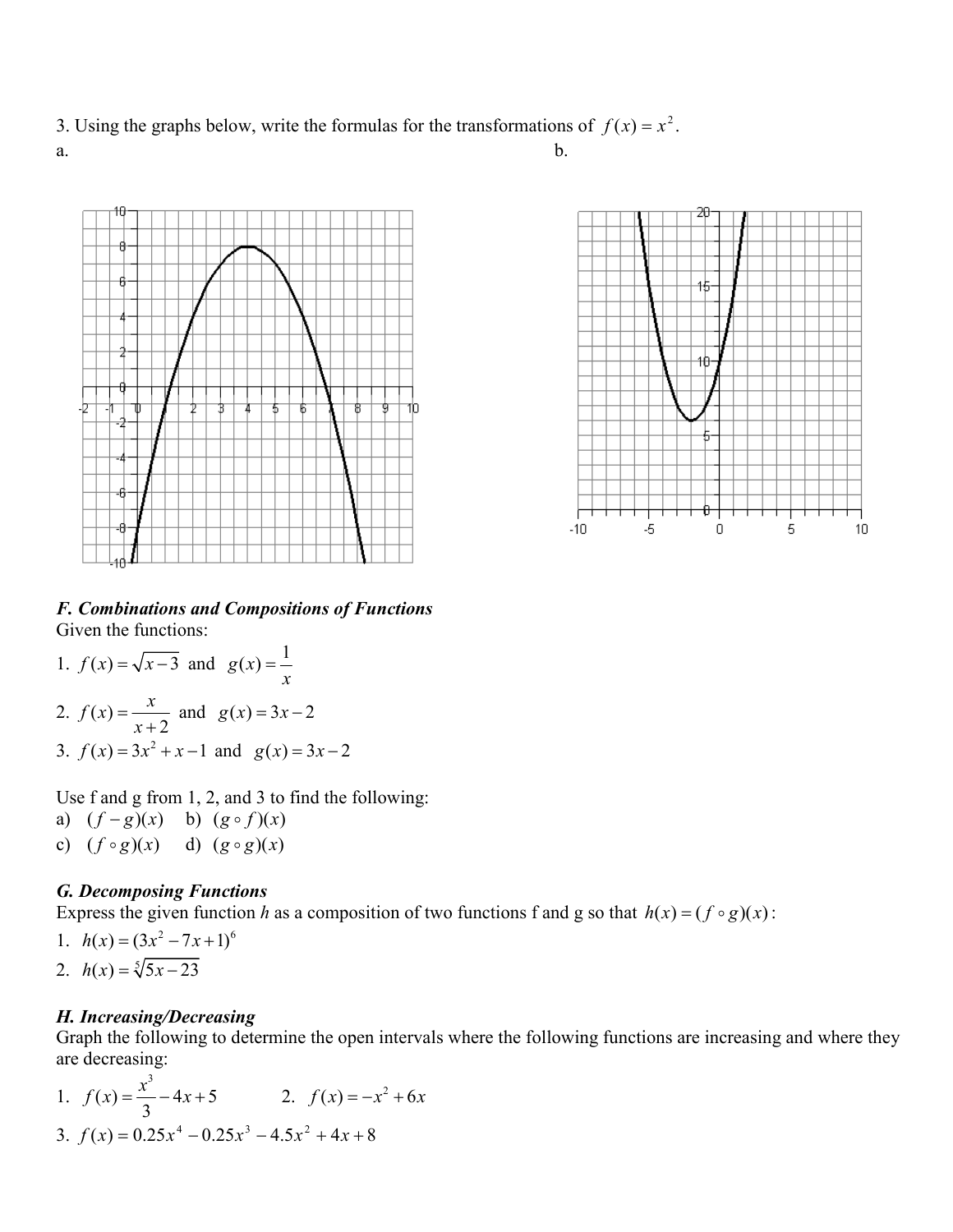3. Using the graphs below, write the formulas for the transformations of $f(x) = x^2$.

a.

b.

## *F. Combinations and Compositions of Functions*

Given the functions:

1. $f(x) = \sqrt{x-3}$ and $g(x) = \dfrac{1}{x}$
2. $f(x) = \dfrac{x}{x+2}$ and $g(x) = 3x - 2$
3. $f(x) = 3x^2 + x - 1$ and $g(x) = 3x - 2$

Use f and g from 1, 2, and 3 to find the following:

a) $(f - g)(x)$  b) $(g \circ f)(x)$

c) $(f \circ g)(x)$  d) $(g \circ g)(x)$

## *G. Decomposing Functions*

Express the given function *h* as a composition of two functions f and g so that $h(x) = (f \circ g)(x)$:

1. $h(x) = (3x^2 - 7x + 1)^6$
2. $h(x) = \sqrt[5]{5x - 23}$

## *H. Increasing/Decreasing*

Graph the following to determine the open intervals where the following functions are increasing and where they are decreasing:

1. $f(x) = \dfrac{x^3}{3} - 4x + 5$  2. $f(x) = -x^2 + 6x$
3. $f(x) = 0.25x^4 - 0.25x^3 - 4.5x^2 + 4x + 8$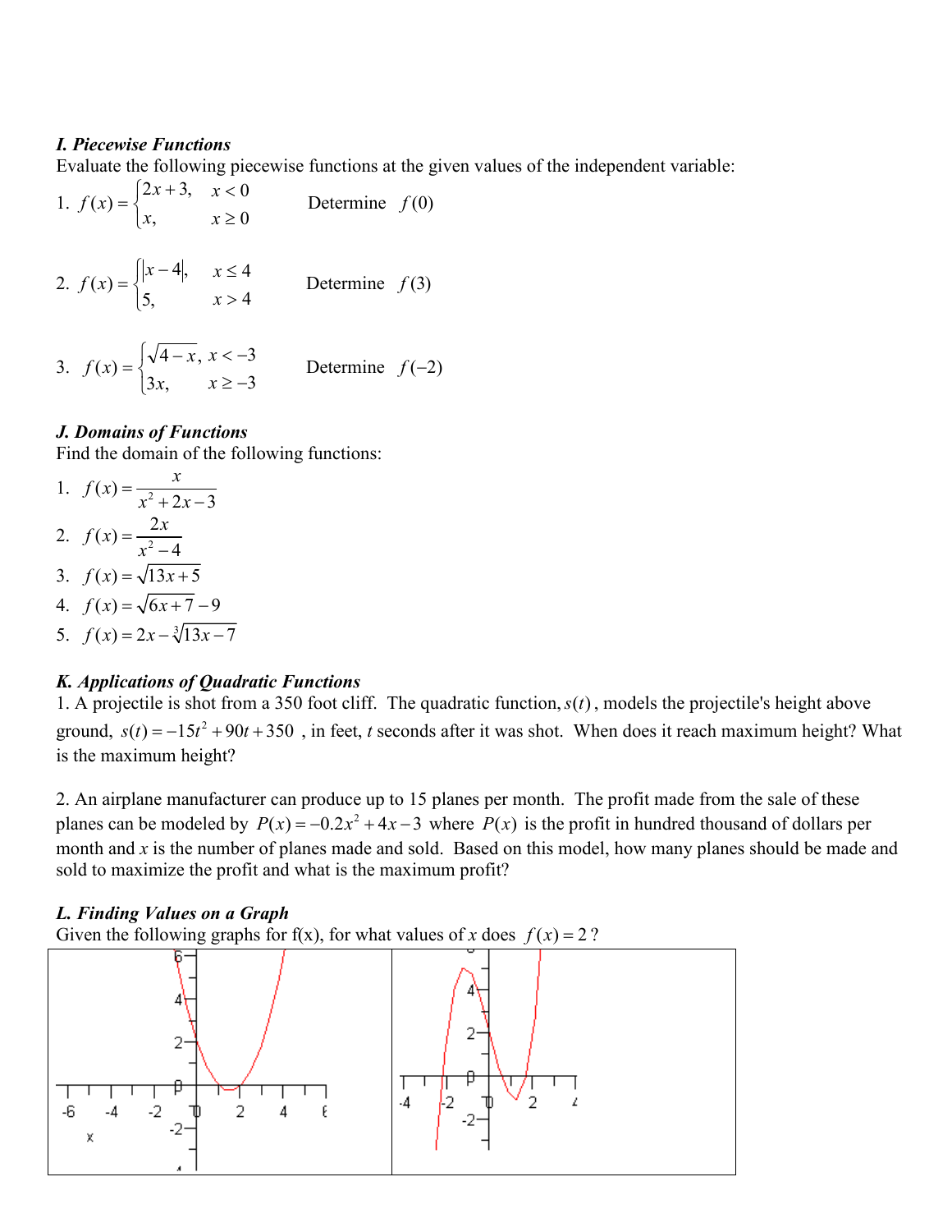### *I. Piecewise Functions*

Evaluate the following piecewise functions at the given values of the independent variable:

1. $f(x) = \begin{cases} 2x+3, & x < 0 \\ x, & x \geq 0 \end{cases}$ Determine $f(0)$

2. $f(x) = \begin{cases} |x-4|, & x \leq 4 \\ 5, & x > 4 \end{cases}$ Determine $f(3)$

3. $f(x) = \begin{cases} \sqrt{4-x}, & x < -3 \\ 3x, & x \geq -3 \end{cases}$ Determine $f(-2)$

### *J. Domains of Functions*

Find the domain of the following functions:

1. $f(x) = \dfrac{x}{x^2 + 2x - 3}$
2. $f(x) = \dfrac{2x}{x^2 - 4}$
3. $f(x) = \sqrt{13x + 5}$
4. $f(x) = \sqrt{6x + 7} - 9$
5. $f(x) = 2x - \sqrt[3]{13x - 7}$

### *K. Applications of Quadratic Functions*

1. A projectile is shot from a 350 foot cliff. The quadratic function, $s(t)$, models the projectile's height above ground, $s(t) = -15t^2 + 90t + 350$, in feet, $t$ seconds after it was shot. When does it reach maximum height? What is the maximum height?

2. An airplane manufacturer can produce up to 15 planes per month. The profit made from the sale of these planes can be modeled by $P(x) = -0.2x^2 + 4x - 3$ where $P(x)$ is the profit in hundred thousand of dollars per month and $x$ is the number of planes made and sold. Based on this model, how many planes should be made and sold to maximize the profit and what is the maximum profit?

### *L. Finding Values on a Graph*

Given the following graphs for f(x), for what values of $x$ does $f(x) = 2$?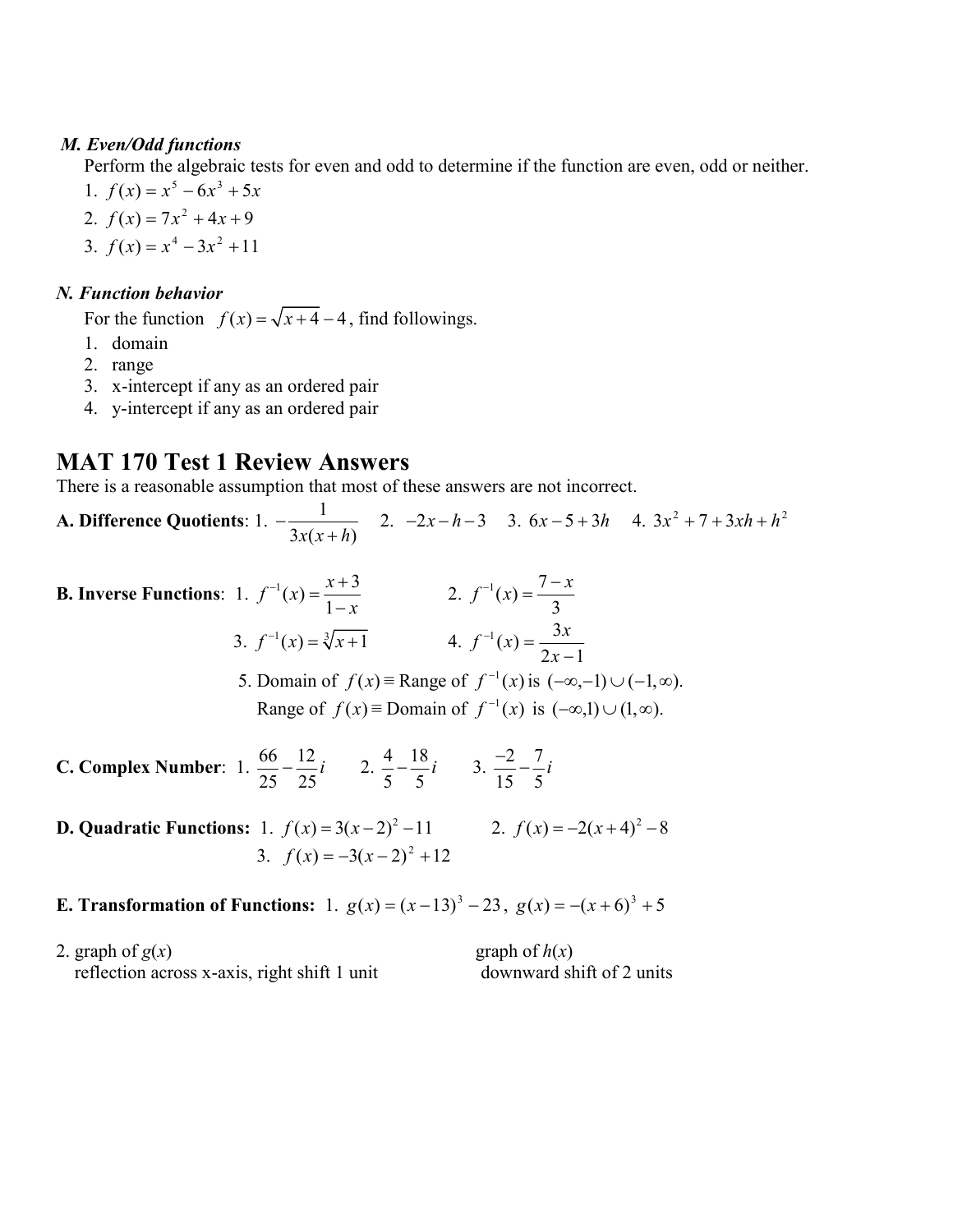***M. Even/Odd functions***

Perform the algebraic tests for even and odd to determine if the function are even, odd or neither.

1. $f(x) = x^5 - 6x^3 + 5x$
2. $f(x) = 7x^2 + 4x + 9$
3. $f(x) = x^4 - 3x^2 + 11$

***N. Function behavior***

For the function $f(x) = \sqrt{x+4} - 4$, find followings.

1. domain
2. range
3. x-intercept if any as an ordered pair
4. y-intercept if any as an ordered pair

# MAT 170 Test 1 Review Answers

There is a reasonable assumption that most of these answers are not incorrect.

**A. Difference Quotients**: 1. $-\dfrac{1}{3x(x+h)}$  2. $-2x - h - 3$  3. $6x - 5 + 3h$  4. $3x^2 + 7 + 3xh + h^2$

**B. Inverse Functions**: 1. $f^{-1}(x) = \dfrac{x+3}{1-x}$  2. $f^{-1}(x) = \dfrac{7-x}{3}$

3. $f^{-1}(x) = \sqrt[3]{x+1}$  4. $f^{-1}(x) = \dfrac{3x}{2x-1}$

5. Domain of $f(x) \equiv$ Range of $f^{-1}(x)$ is $(-\infty, -1) \cup (-1, \infty)$.
Range of $f(x) \equiv$ Domain of $f^{-1}(x)$ is $(-\infty, 1) \cup (1, \infty)$.

**C. Complex Number**: 1. $\dfrac{66}{25} - \dfrac{12}{25}i$  2. $\dfrac{4}{5} - \dfrac{18}{5}i$  3. $\dfrac{-2}{15} - \dfrac{7}{5}i$

**D. Quadratic Functions:** 1. $f(x) = 3(x-2)^2 - 11$  2. $f(x) = -2(x+4)^2 - 8$

3. $f(x) = -3(x-2)^2 + 12$

**E. Transformation of Functions:** 1. $g(x) = (x-13)^3 - 23$, $g(x) = -(x+6)^3 + 5$

2. graph of $g(x)$
reflection across x-axis, right shift 1 unit

graph of $h(x)$
downward shift of 2 units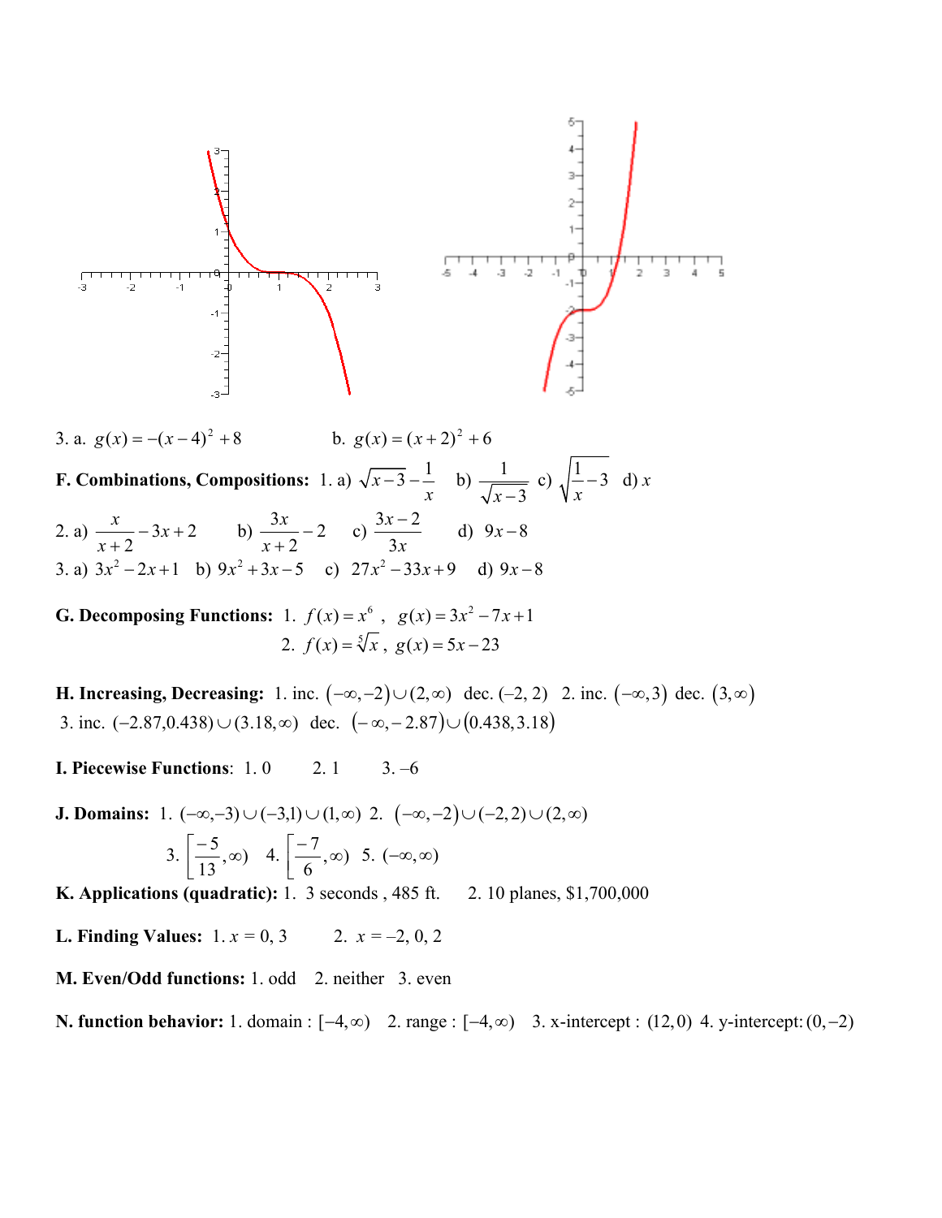-3 -2 -1 0 1 2 3

3 2 1 -1 -2 -3

-5 -4 -3 -2 -1 0 1 2 3 4 5

5 4 3 2 1 -1 -2 -3 -4 -5

3. a. $g(x) = -(x-4)^2 + 8$ b. $g(x) = (x+2)^2 + 6$

**F. Combinations, Compositions:** 1. a) $\sqrt{x-3} - \frac{1}{x}$ b) $\frac{1}{\sqrt{x-3}}$ c) $\sqrt{\frac{1}{x} - 3}$ d) $x$

2. a) $\frac{x}{x+2} - 3x + 2$ b) $\frac{3x}{x+2} - 2$ c) $\frac{3x-2}{3x}$ d) $9x - 8$

3. a) $3x^2 - 2x + 1$ b) $9x^2 + 3x - 5$ c) $27x^2 - 33x + 9$ d) $9x - 8$

**G. Decomposing Functions:** 1. $f(x) = x^6$ , $g(x) = 3x^2 - 7x + 1$

2. $f(x) = \sqrt[5]{x}$ , $g(x) = 5x - 23$

**H. Increasing, Decreasing:** 1. inc. $(-\infty, -2) \cup (2, \infty)$ dec. $(-2, 2)$ 2. inc. $(-\infty, 3)$ dec. $(3, \infty)$

3. inc. $(-2.87, 0.438) \cup (3.18, \infty)$ dec. $(-\infty, -2.87) \cup (0.438, 3.18)$

**I. Piecewise Functions**: 1. 0 2. 1 3. –6

**J. Domains:** 1. $(-\infty, -3) \cup (-3, 1) \cup (1, \infty)$ 2. $(-\infty, -2) \cup (-2, 2) \cup (2, \infty)$

3. $\left[\frac{-5}{13}, \infty\right)$ 4. $\left[\frac{-7}{6}, \infty\right)$ 5. $(-\infty, \infty)$

**K. Applications (quadratic):** 1. 3 seconds , 485 ft. 2. 10 planes, $1,700,000

**L. Finding Values:** 1. $x = 0, 3$ 2. $x = -2, 0, 2$

**M. Even/Odd functions:** 1. odd 2. neither 3. even

**N. function behavior:** 1. domain : $[-4, \infty)$ 2. range : $[-4, \infty)$ 3. x-intercept : $(12, 0)$ 4. y-intercept: $(0, -2)$